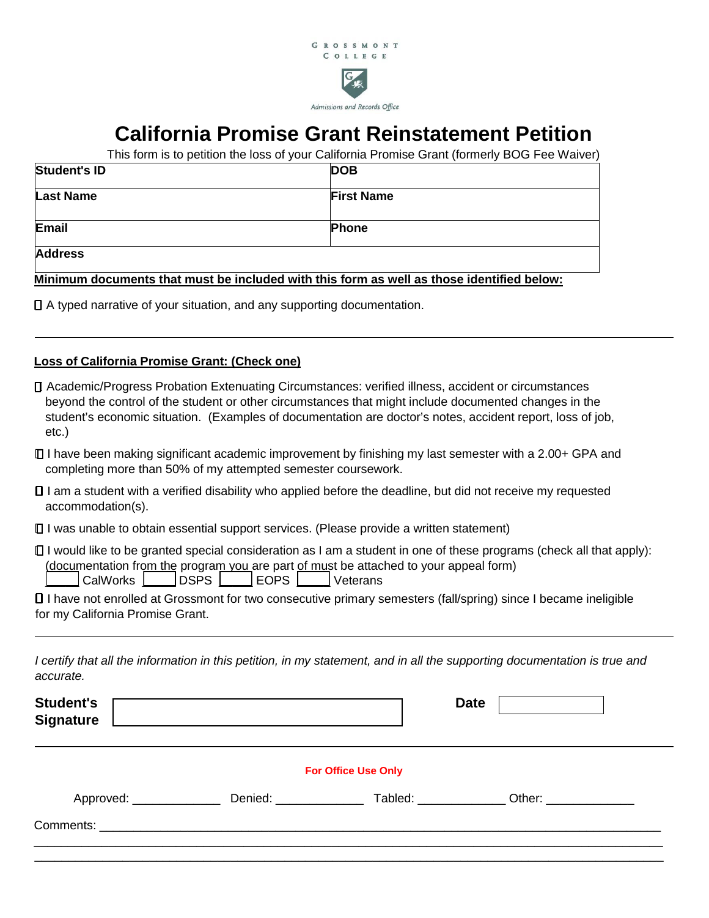GROSSMONT COLLEGE

Admissions and Records Office

# California Promise Grant Reinstatement Petition

This form is to petition the loss of your California Promise Grant (formerly BOG Fee Waiver)

| **Student's ID** | **DOB** |
|---|---|
| **Last Name** | **First Name** |
| **Email** | **Phone** |
| **Address** | |

**Minimum documents that must be included with this form as well as those identified below:**

☐ A typed narrative of your situation, and any supporting documentation.

---

**Loss of California Promise Grant: (Check one)**

☐ Academic/Progress Probation Extenuating Circumstances: verified illness, accident or circumstances beyond the control of the student or other circumstances that might include documented changes in the student's economic situation. (Examples of documentation are doctor's notes, accident report, loss of job, etc.)

☐ I have been making significant academic improvement by finishing my last semester with a 2.00+ GPA and completing more than 50% of my attempted semester coursework.

☐ I am a student with a verified disability who applied before the deadline, but did not receive my requested accommodation(s).

☐ I was unable to obtain essential support services. (Please provide a written statement)

☐ I would like to be granted special consideration as I am a student in one of these programs (check all that apply): (documentation from the program you are part of must be attached to your appeal form)
_____ CalWorks _____ DSPS _____ EOPS _____ Veterans

☐ I have not enrolled at Grossmont for two consecutive primary semesters (fall/spring) since I became ineligible for my California Promise Grant.

---

*I certify that all the information in this petition, in my statement, and in all the supporting documentation is true and accurate.*

**Student's Signature** ______________________________ **Date** ____________

---

**For Office Use Only**

Approved: _____________ Denied: _____________ Tabled: _____________ Other: _____________

Comments: ____________________________________________________________________________

______________________________________________________________________________________

______________________________________________________________________________________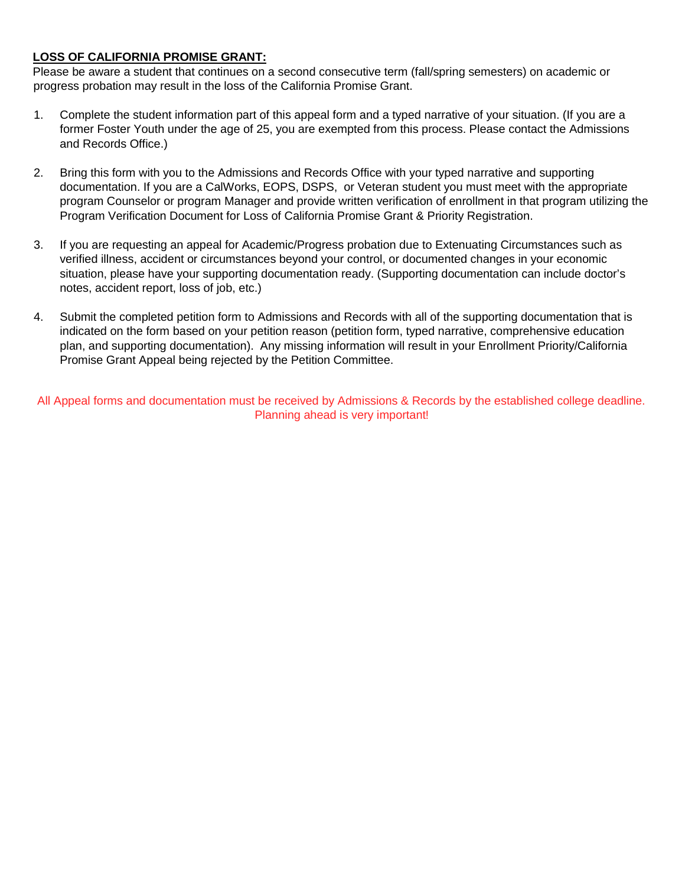**<u>LOSS OF CALIFORNIA PROMISE GRANT:</u>**

Please be aware a student that continues on a second consecutive term (fall/spring semesters) on academic or progress probation may result in the loss of the California Promise Grant.

1. Complete the student information part of this appeal form and a typed narrative of your situation. (If you are a former Foster Youth under the age of 25, you are exempted from this process. Please contact the Admissions and Records Office.)

2. Bring this form with you to the Admissions and Records Office with your typed narrative and supporting documentation. If you are a CalWorks, EOPS, DSPS, or Veteran student you must meet with the appropriate program Counselor or program Manager and provide written verification of enrollment in that program utilizing the Program Verification Document for Loss of California Promise Grant & Priority Registration.

3. If you are requesting an appeal for Academic/Progress probation due to Extenuating Circumstances such as verified illness, accident or circumstances beyond your control, or documented changes in your economic situation, please have your supporting documentation ready. (Supporting documentation can include doctor's notes, accident report, loss of job, etc.)

4. Submit the completed petition form to Admissions and Records with all of the supporting documentation that is indicated on the form based on your petition reason (petition form, typed narrative, comprehensive education plan, and supporting documentation). Any missing information will result in your Enrollment Priority/California Promise Grant Appeal being rejected by the Petition Committee.

All Appeal forms and documentation must be received by Admissions & Records by the established college deadline. Planning ahead is very important!